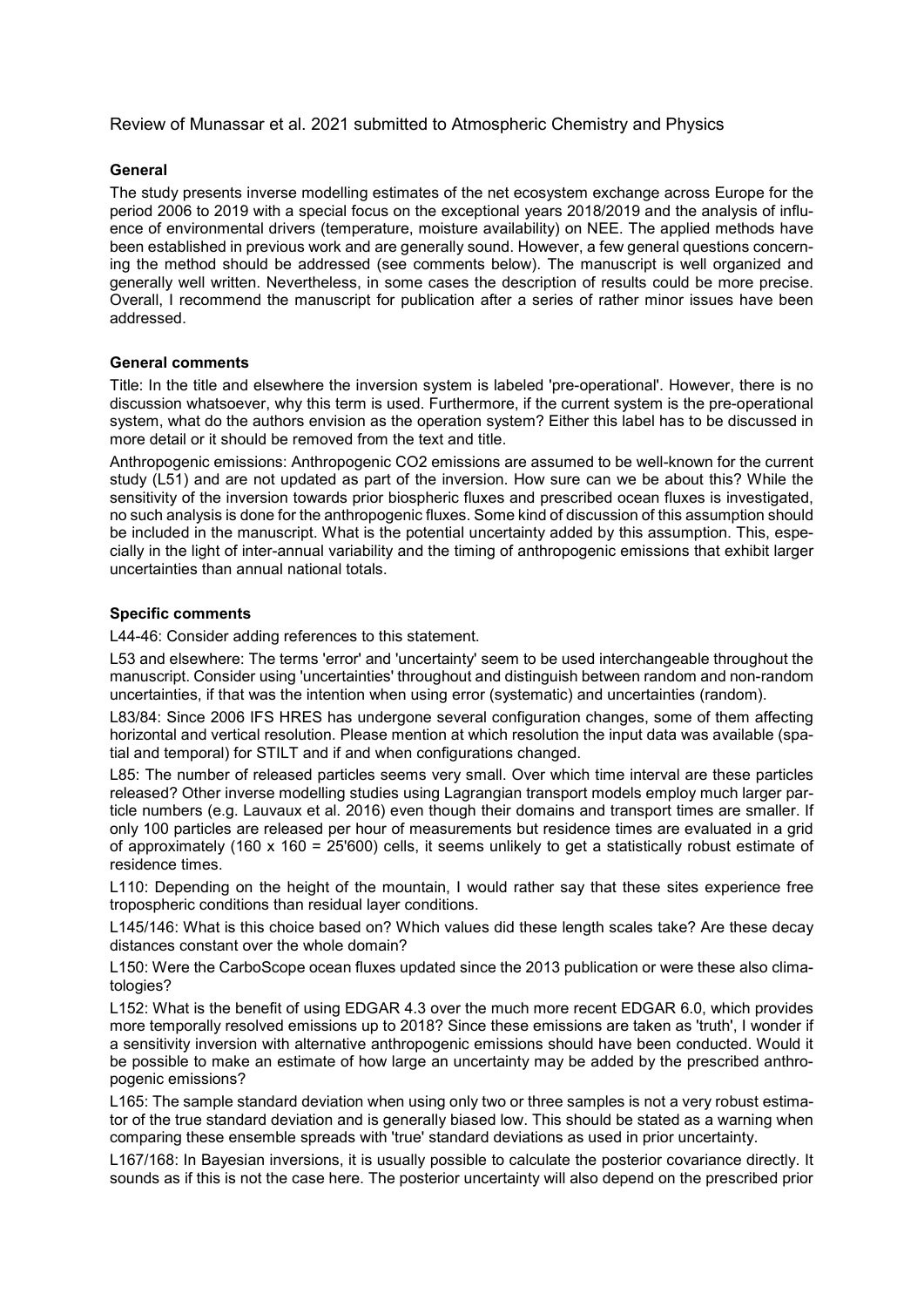Review of Munassar et al. 2021 submitted to Atmospheric Chemistry and Physics

**General**

The study presents inverse modelling estimates of the net ecosystem exchange across Europe for the period 2006 to 2019 with a special focus on the exceptional years 2018/2019 and the analysis of influence of environmental drivers (temperature, moisture availability) on NEE. The applied methods have been established in previous work and are generally sound. However, a few general questions concerning the method should be addressed (see comments below). The manuscript is well organized and generally well written. Nevertheless, in some cases the description of results could be more precise. Overall, I recommend the manuscript for publication after a series of rather minor issues have been addressed.

**General comments**

Title: In the title and elsewhere the inversion system is labeled 'pre-operational'. However, there is no discussion whatsoever, why this term is used. Furthermore, if the current system is the pre-operational system, what do the authors envision as the operation system? Either this label has to be discussed in more detail or it should be removed from the text and title.

Anthropogenic emissions: Anthropogenic $CO_2$ emissions are assumed to be well-known for the current study (L51) and are not updated as part of the inversion. How sure can we be about this? While the sensitivity of the inversion towards prior biospheric fluxes and prescribed ocean fluxes is investigated, no such analysis is done for the anthropogenic fluxes. Some kind of discussion of this assumption should be included in the manuscript. What is the potential uncertainty added by this assumption. This, especially in the light of inter-annual variability and the timing of anthropogenic emissions that exhibit larger uncertainties than annual national totals.

**Specific comments**

L44-46: Consider adding references to this statement.

L53 and elsewhere: The terms 'error' and 'uncertainty' seem to be used interchangeable throughout the manuscript. Consider using 'uncertainties' throughout and distinguish between random and non-random uncertainties, if that was the intention when using error (systematic) and uncertainties (random).

L83/84: Since 2006 IFS HRES has undergone several configuration changes, some of them affecting horizontal and vertical resolution. Please mention at which resolution the input data was available (spatial and temporal) for STILT and if and when configurations changed.

L85: The number of released particles seems very small. Over which time interval are these particles released? Other inverse modelling studies using Lagrangian transport models employ much larger particle numbers (e.g. Lauvaux et al. 2016) even though their domains and transport times are smaller. If only 100 particles are released per hour of measurements but residence times are evaluated in a grid of approximately (160 x 160 = 25'600) cells, it seems unlikely to get a statistically robust estimate of residence times.

L110: Depending on the height of the mountain, I would rather say that these sites experience free tropospheric conditions than residual layer conditions.

L145/146: What is this choice based on? Which values did these length scales take? Are these decay distances constant over the whole domain?

L150: Were the CarboScope ocean fluxes updated since the 2013 publication or were these also climatologies?

L152: What is the benefit of using EDGAR 4.3 over the much more recent EDGAR 6.0, which provides more temporally resolved emissions up to 2018? Since these emissions are taken as 'truth', I wonder if a sensitivity inversion with alternative anthropogenic emissions should have been conducted. Would it be possible to make an estimate of how large an uncertainty may be added by the prescribed anthropogenic emissions?

L165: The sample standard deviation when using only two or three samples is not a very robust estimator of the true standard deviation and is generally biased low. This should be stated as a warning when comparing these ensemble spreads with 'true' standard deviations as used in prior uncertainty.

L167/168: In Bayesian inversions, it is usually possible to calculate the posterior covariance directly. It sounds as if this is not the case here. The posterior uncertainty will also depend on the prescribed prior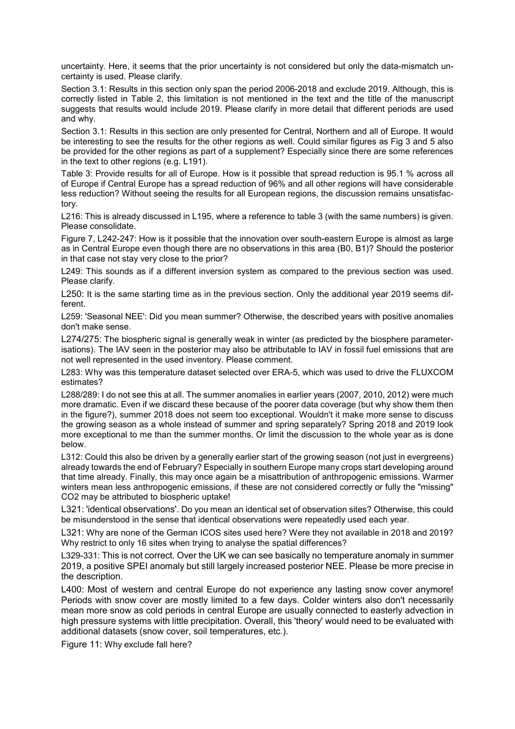uncertainty. Here, it seems that the prior uncertainty is not considered but only the data-mismatch uncertainty is used. Please clarify.

Section 3.1: Results in this section only span the period 2006-2018 and exclude 2019. Although, this is correctly listed in Table 2, this limitation is not mentioned in the text and the title of the manuscript suggests that results would include 2019. Please clarify in more detail that different periods are used and why.

Section 3.1: Results in this section are only presented for Central, Northern and all of Europe. It would be interesting to see the results for the other regions as well. Could similar figures as Fig 3 and 5 also be provided for the other regions as part of a supplement? Especially since there are some references in the text to other regions (e.g. L191).

Table 3: Provide results for all of Europe. How is it possible that spread reduction is 95.1 % across all of Europe if Central Europe has a spread reduction of 96% and all other regions will have considerable less reduction? Without seeing the results for all European regions, the discussion remains unsatisfactory.

L216: This is already discussed in L195, where a reference to table 3 (with the same numbers) is given. Please consolidate.

Figure 7, L242-247: How is it possible that the innovation over south-eastern Europe is almost as large as in Central Europe even though there are no observations in this area (B0, B1)? Should the posterior in that case not stay very close to the prior?

L249: This sounds as if a different inversion system as compared to the previous section was used. Please clarify.

L250: It is the same starting time as in the previous section. Only the additional year 2019 seems different.

L259: 'Seasonal NEE': Did you mean summer? Otherwise, the described years with positive anomalies don't make sense.

L274/275: The biospheric signal is generally weak in winter (as predicted by the biosphere parameterisations). The IAV seen in the posterior may also be attributable to IAV in fossil fuel emissions that are not well represented in the used inventory. Please comment.

L283: Why was this temperature dataset selected over ERA-5, which was used to drive the FLUXCOM estimates?

L288/289: I do not see this at all. The summer anomalies in earlier years (2007, 2010, 2012) were much more dramatic. Even if we discard these because of the poorer data coverage (but why show them then in the figure?), summer 2018 does not seem too exceptional. Wouldn't it make more sense to discuss the growing season as a whole instead of summer and spring separately? Spring 2018 and 2019 look more exceptional to me than the summer months. Or limit the discussion to the whole year as is done below.

L312: Could this also be driven by a generally earlier start of the growing season (not just in evergreens) already towards the end of February? Especially in southern Europe many crops start developing around that time already. Finally, this may once again be a misattribution of anthropogenic emissions. Warmer winters mean less anthropogenic emissions, if these are not considered correctly or fully the "missing" CO2 may be attributed to biospheric uptake!

L321: 'identical observations'. Do you mean an identical set of observation sites? Otherwise, this could be misunderstood in the sense that identical observations were repeatedly used each year.

L321: Why are none of the German ICOS sites used here? Were they not available in 2018 and 2019? Why restrict to only 16 sites when trying to analyse the spatial differences?

L329-331: This is not correct. Over the UK we can see basically no temperature anomaly in summer 2019, a positive SPEI anomaly but still largely increased posterior NEE. Please be more precise in the description.

L400: Most of western and central Europe do not experience any lasting snow cover anymore! Periods with snow cover are mostly limited to a few days. Colder winters also don't necessarily mean more snow as cold periods in central Europe are usually connected to easterly advection in high pressure systems with little precipitation. Overall, this 'theory' would need to be evaluated with additional datasets (snow cover, soil temperatures, etc.).

Figure 11: Why exclude fall here?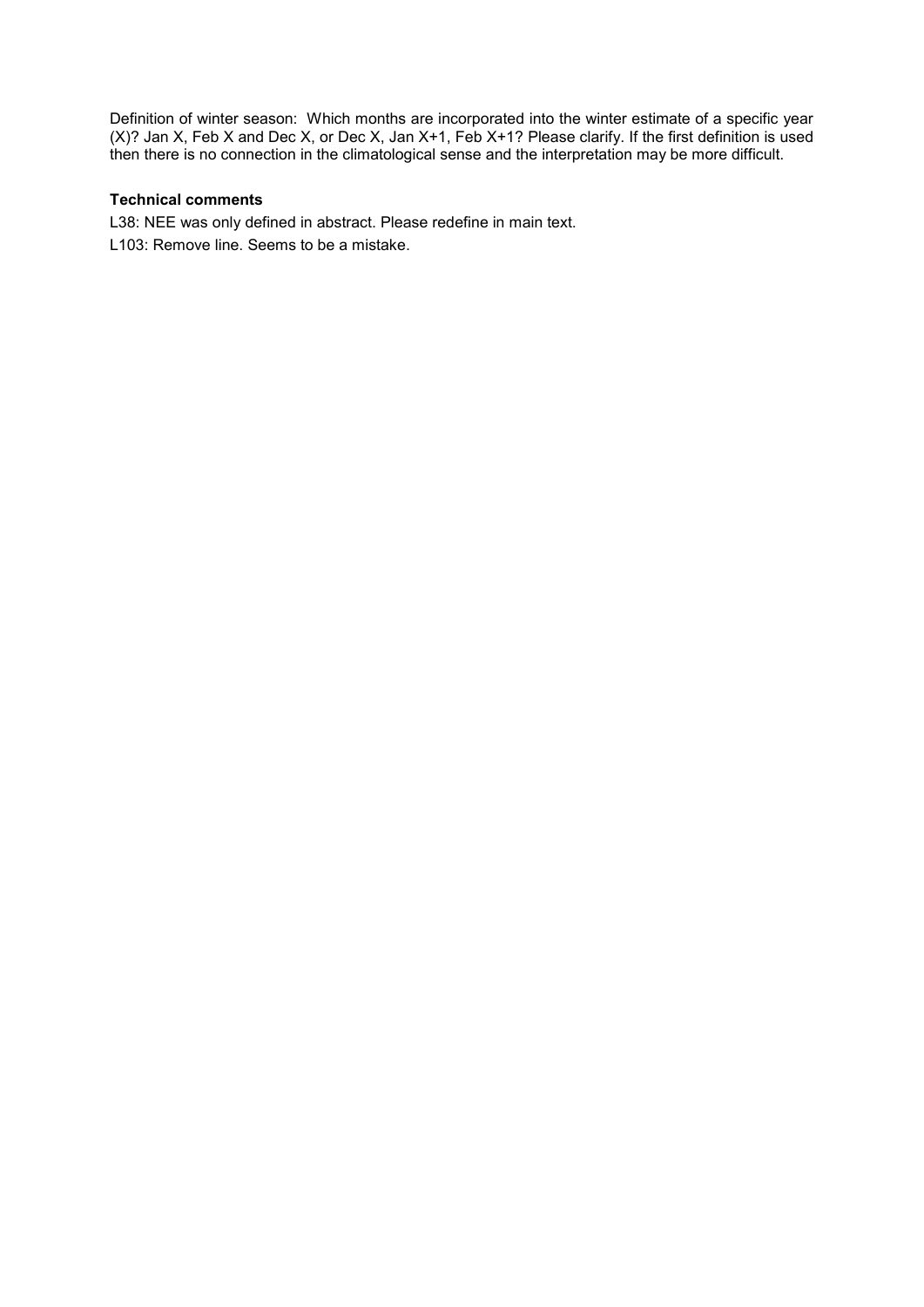Definition of winter season: Which months are incorporated into the winter estimate of a specific year (X)? Jan X, Feb X and Dec X, or Dec X, Jan X+1, Feb X+1? Please clarify. If the first definition is used then there is no connection in the climatological sense and the interpretation may be more difficult.

**Technical comments**

L38: NEE was only defined in abstract. Please redefine in main text.

L103: Remove line. Seems to be a mistake.